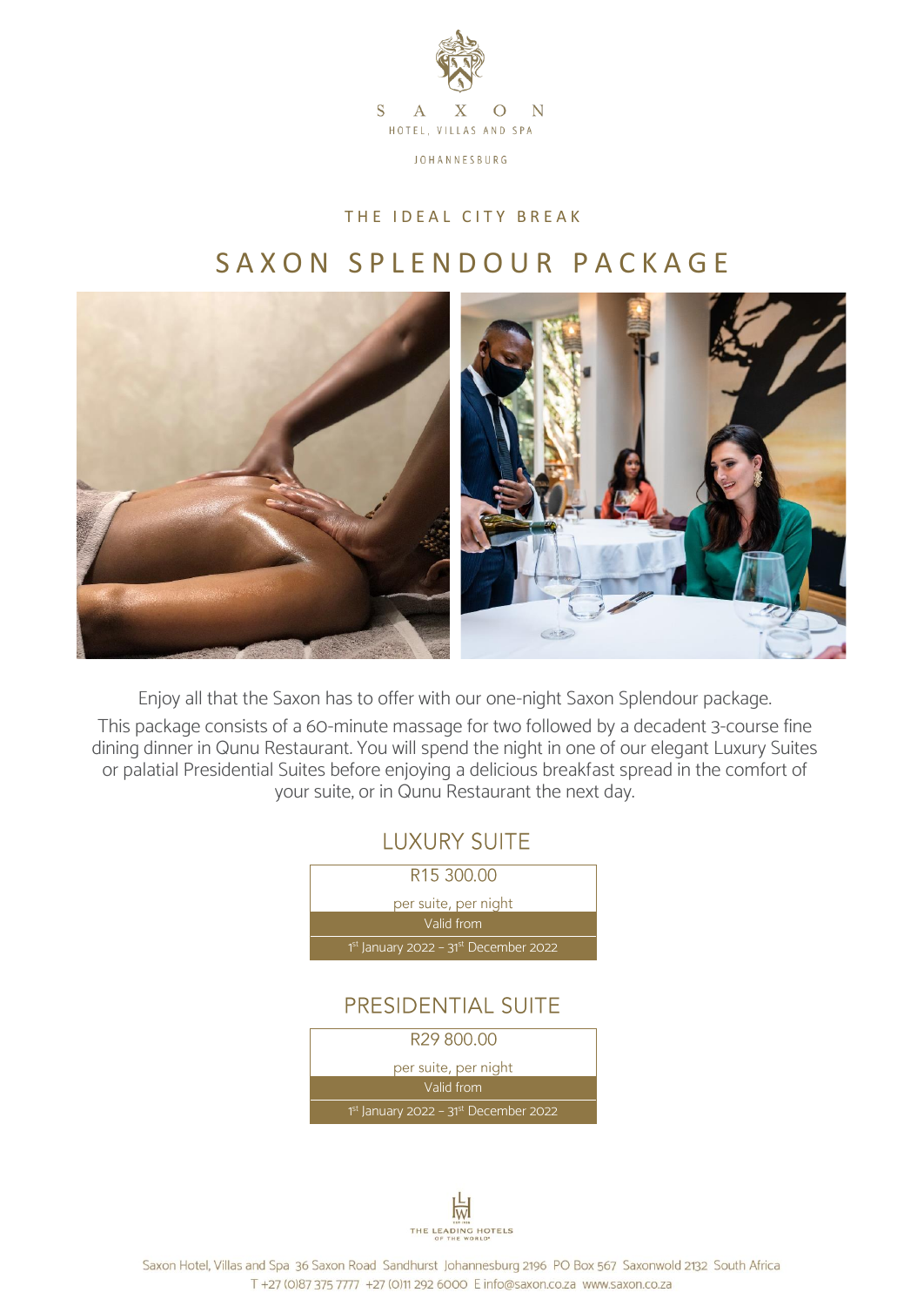SAXON

HOTEL, VILLAS AND SPA

JOHANNESBURG

THE IDEAL CITY BREAK

# SAXON SPLENDOUR PACKAGE

Enjoy all that the Saxon has to offer with our one-night Saxon Splendour package.

This package consists of a 60-minute massage for two followed by a decadent 3-course fine dining dinner in Qunu Restaurant. You will spend the night in one of our elegant Luxury Suites or palatial Presidential Suites before enjoying a delicious breakfast spread in the comfort of your suite, or in Qunu Restaurant the next day.

## LUXURY SUITE

| R15 300.00 |
|---|
| per suite, per night |
| Valid from |
| 1st January 2022 – 31st December 2022 |

## PRESIDENTIAL SUITE

| R29 800.00 |
|---|
| per suite, per night |
| Valid from |
| 1st January 2022 – 31st December 2022 |

THE LEADING HOTELS OF THE WORLD

Saxon Hotel, Villas and Spa 36 Saxon Road Sandhurst Johannesburg 2196 PO Box 567 Saxonwold 2132 South Africa
T +27 (0)87 375 7777 +27 (0)11 292 6000 E info@saxon.co.za www.saxon.co.za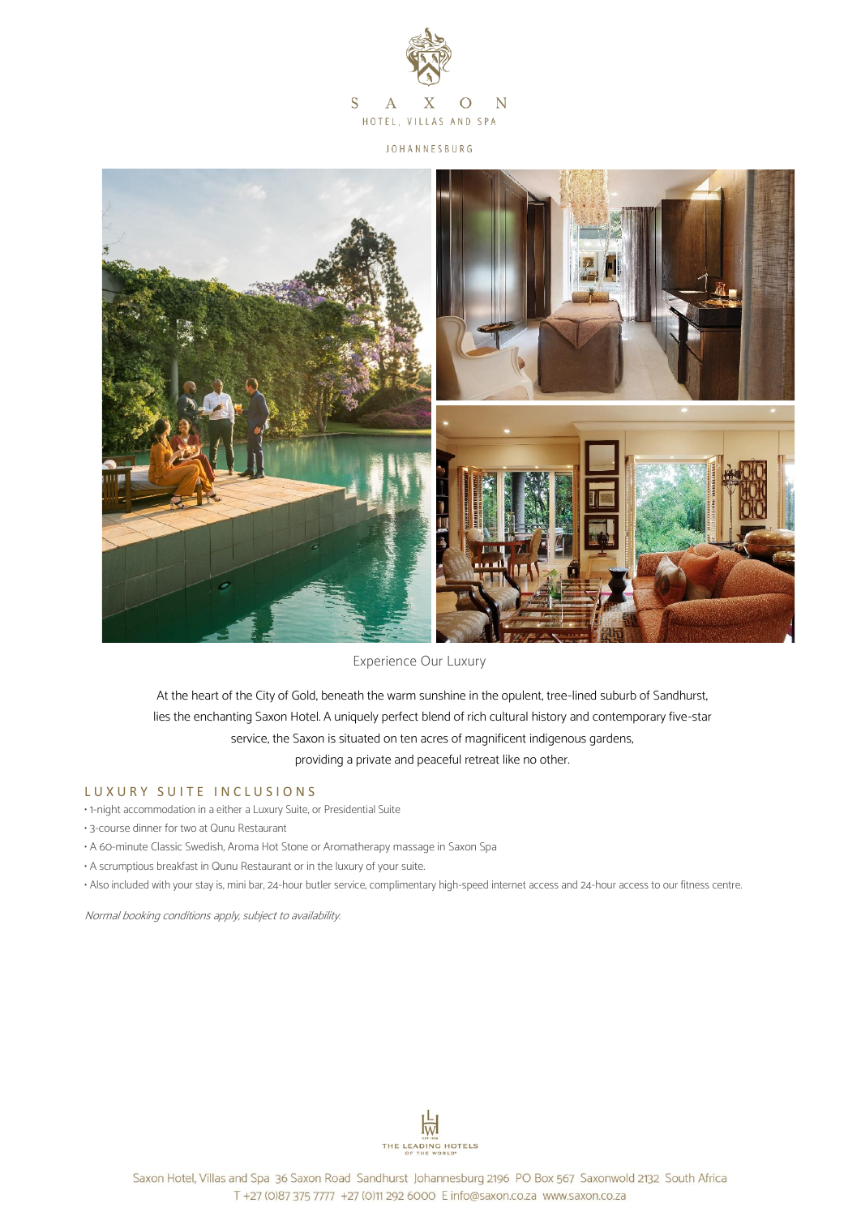SAXON

HOTEL, VILLAS AND SPA

JOHANNESBURG

Experience Our Luxury

At the heart of the City of Gold, beneath the warm sunshine in the opulent, tree-lined suburb of Sandhurst, lies the enchanting Saxon Hotel. A uniquely perfect blend of rich cultural history and contemporary five-star service, the Saxon is situated on ten acres of magnificent indigenous gardens, providing a private and peaceful retreat like no other.

## LUXURY SUITE INCLUSIONS

- 1-night accommodation in a either a Luxury Suite, or Presidential Suite
- 3-course dinner for two at Qunu Restaurant
- A 60-minute Classic Swedish, Aroma Hot Stone or Aromatherapy massage in Saxon Spa
- A scrumptious breakfast in Qunu Restaurant or in the luxury of your suite.
- Also included with your stay is, mini bar, 24-hour butler service, complimentary high-speed internet access and 24-hour access to our fitness centre.

*Normal booking conditions apply, subject to availability.*

THE LEADING HOTELS OF THE WORLD

Saxon Hotel, Villas and Spa 36 Saxon Road Sandhurst Johannesburg 2196 PO Box 567 Saxonwold 2132 South Africa
T +27 (0)87 375 7777 +27 (0)11 292 6000 E info@saxon.co.za www.saxon.co.za